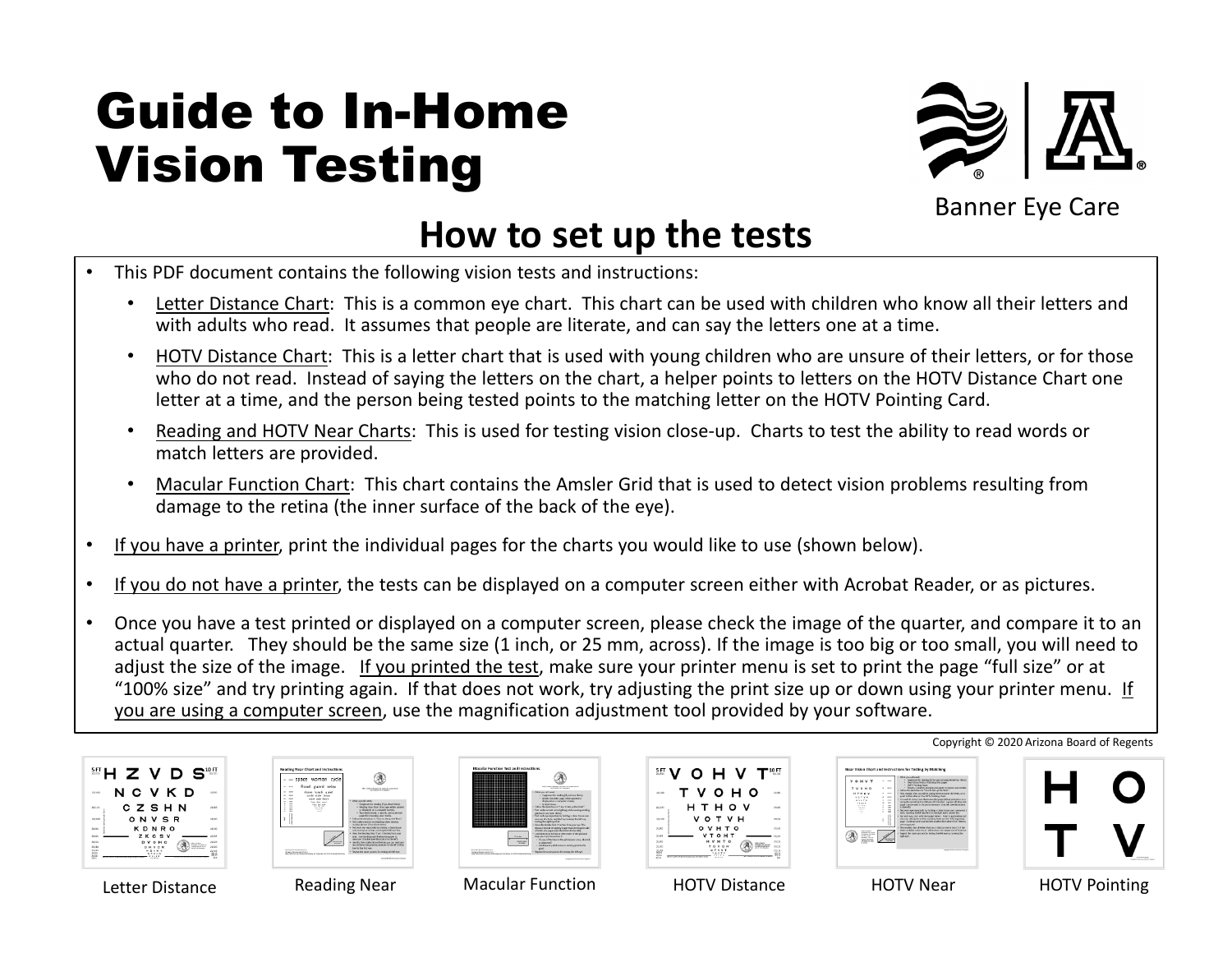# Guide to In-Home Vision Testing

Banner Eye Care

## How to set up the tests

- This PDF document contains the following vision tests and instructions:
  - Letter Distance Chart: This is a common eye chart. This chart can be used with children who know all their letters and with adults who read. It assumes that people are literate, and can say the letters one at a time.
  - HOTV Distance Chart: This is a letter chart that is used with young children who are unsure of their letters, or for those who do not read. Instead of saying the letters on the chart, a helper points to letters on the HOTV Distance Chart one letter at a time, and the person being tested points to the matching letter on the HOTV Pointing Card.
  - Reading and HOTV Near Charts: This is used for testing vision close-up. Charts to test the ability to read words or match letters are provided.
  - Macular Function Chart: This chart contains the Amsler Grid that is used to detect vision problems resulting from damage to the retina (the inner surface of the back of the eye).
- If you have a printer, print the individual pages for the charts you would like to use (shown below).
- If you do not have a printer, the tests can be displayed on a computer screen either with Acrobat Reader, or as pictures.
- Once you have a test printed or displayed on a computer screen, please check the image of the quarter, and compare it to an actual quarter. They should be the same size (1 inch, or 25 mm, across). If the image is too big or too small, you will need to adjust the size of the image. If you printed the test, make sure your printer menu is set to print the page "full size" or at "100% size" and try printing again. If that does not work, try adjusting the print size up or down using your printer menu. If you are using a computer screen, use the magnification adjustment tool provided by your software.

Copyright © 2020 Arizona Board of Regents

Letter Distance | Reading Near | Macular Function | HOTV Distance | HOTV Near | HOTV Pointing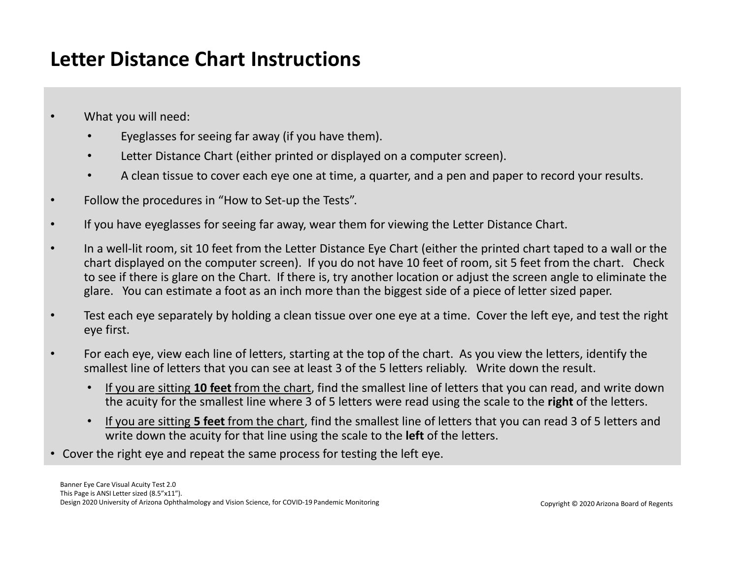# Letter Distance Chart Instructions

- What you will need:
  - Eyeglasses for seeing far away (if you have them).
  - Letter Distance Chart (either printed or displayed on a computer screen).
  - A clean tissue to cover each eye one at time, a quarter, and a pen and paper to record your results.
- Follow the procedures in "How to Set-up the Tests".
- If you have eyeglasses for seeing far away, wear them for viewing the Letter Distance Chart.
- In a well-lit room, sit 10 feet from the Letter Distance Eye Chart (either the printed chart taped to a wall or the chart displayed on the computer screen). If you do not have 10 feet of room, sit 5 feet from the chart. Check to see if there is glare on the Chart. If there is, try another location or adjust the screen angle to eliminate the glare. You can estimate a foot as an inch more than the biggest side of a piece of letter sized paper.
- Test each eye separately by holding a clean tissue over one eye at a time. Cover the left eye, and test the right eye first.
- For each eye, view each line of letters, starting at the top of the chart. As you view the letters, identify the smallest line of letters that you can see at least 3 of the 5 letters reliably. Write down the result.
  - <u>If you are sitting **10 feet** from the chart</u>, find the smallest line of letters that you can read, and write down the acuity for the smallest line where 3 of 5 letters were read using the scale to the **right** of the letters.
  - <u>If you are sitting **5 feet** from the chart</u>, find the smallest line of letters that you can read 3 of 5 letters and write down the acuity for that line using the scale to the **left** of the letters.
- Cover the right eye and repeat the same process for testing the left eye.

Banner Eye Care Visual Acuity Test 2.0
This Page is ANSI Letter sized (8.5"x11").
Design 2020 University of Arizona Ophthalmology and Vision Science, for COVID-19 Pandemic Monitoring

Copyright © 2020 Arizona Board of Regents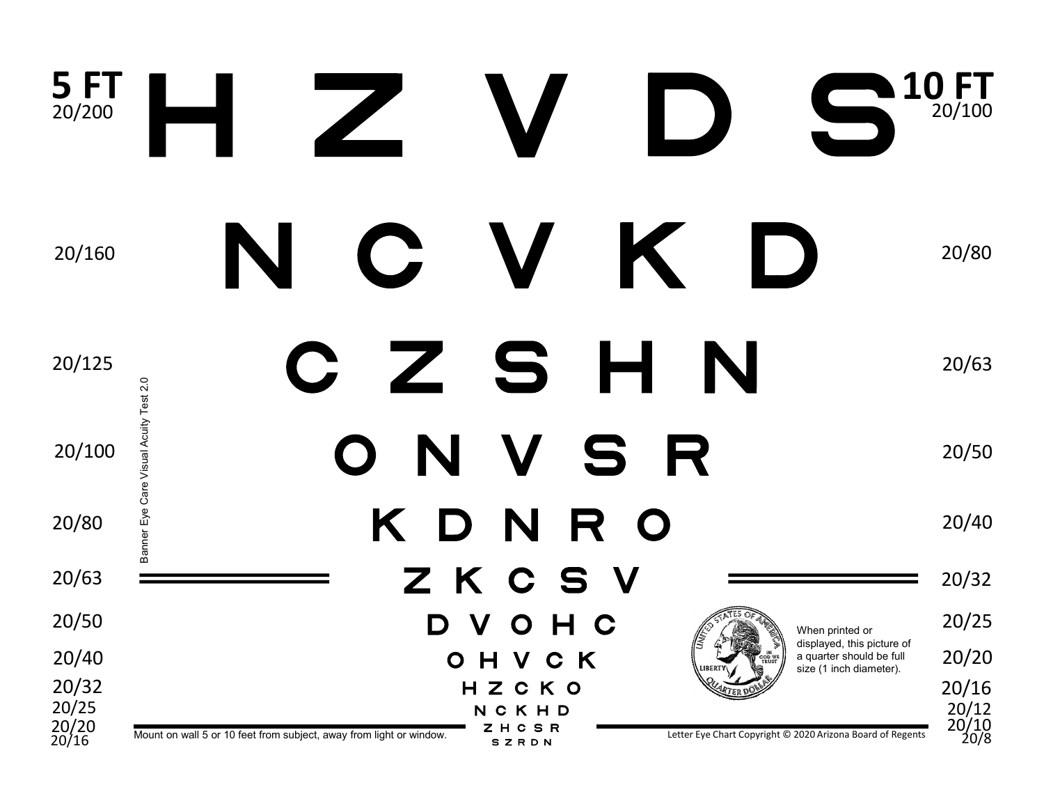| 5 FT | | 10 FT |
|---|---|---|
| 20/200 | H Z V D S | 20/100 |
| 20/160 | N C V K D | 20/80 |
| 20/125 | C Z S H N | 20/63 |
| 20/100 | O N V S R | 20/50 |
| 20/80 | K D N R O | 20/40 |
| 20/63 | Z K C S V | 20/32 |
| 20/50 | D V O H C | 20/25 |
| 20/40 | O H V C K | 20/20 |
| 20/32 | H Z C K O | 20/16 |
| 20/25 | N C K H D | 20/12 |
| 20/20 | Z H C S R | 20/10 |
| 20/16 | S Z R D N | 20/8 |

Banner Eye Care Visual Acuity Test 2.0

When printed or displayed, this picture of a quarter should be full size (1 inch diameter).

Mount on wall 5 or 10 feet from subject, away from light or window.

Letter Eye Chart Copyright © 2020 Arizona Board of Regents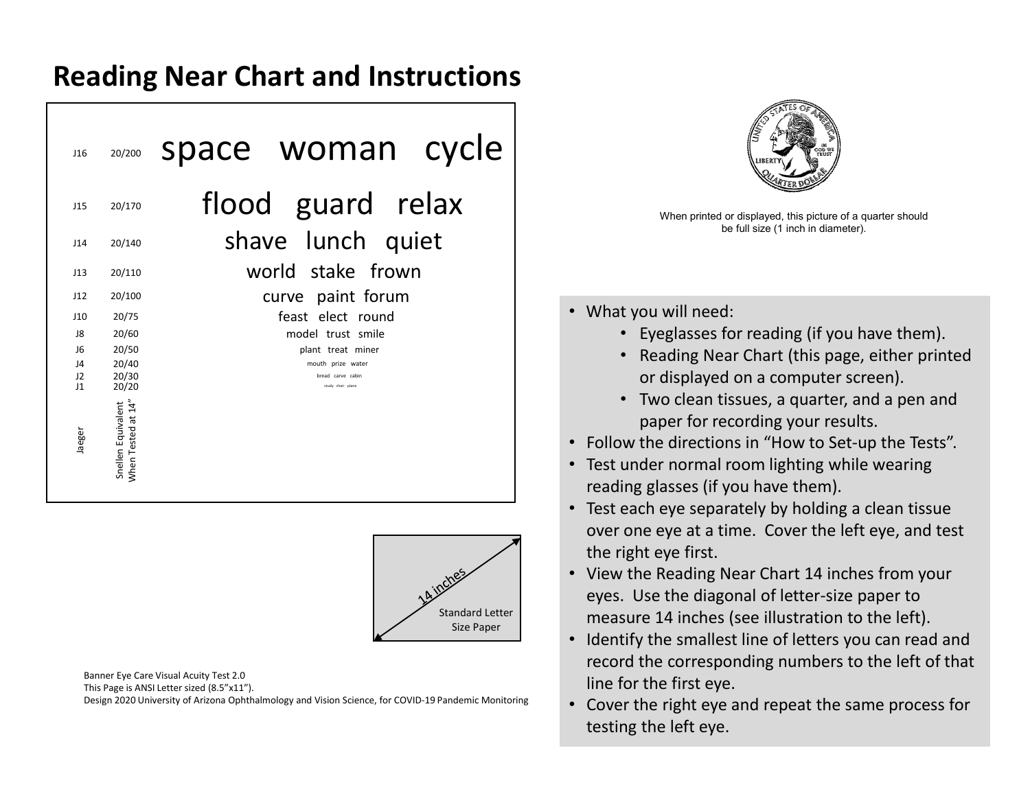# Reading Near Chart and Instructions

| Jaeger | Snellen Equivalent When Tested at 14" | |
|---|---|---|
| J16 | 20/200 | space woman cycle |
| J15 | 20/170 | flood guard relax |
| J14 | 20/140 | shave lunch quiet |
| J13 | 20/110 | world stake frown |
| J12 | 20/100 | curve paint forum |
| J10 | 20/75 | feast elect round |
| J8 | 20/60 | model trust smile |
| J6 | 20/50 | plant treat miner |
| J4 | 20/40 | mouth prize water |
| J2 | 20/30 | bread carve cabin |
| J1 | 20/20 | study chair plane |

When printed or displayed, this picture of a quarter should be full size (1 inch in diameter).

14 inches

Standard Letter Size Paper

- What you will need:
  - Eyeglasses for reading (if you have them).
  - Reading Near Chart (this page, either printed or displayed on a computer screen).
  - Two clean tissues, a quarter, and a pen and paper for recording your results.
- Follow the directions in "How to Set-up the Tests".
- Test under normal room lighting while wearing reading glasses (if you have them).
- Test each eye separately by holding a clean tissue over one eye at a time. Cover the left eye, and test the right eye first.
- View the Reading Near Chart 14 inches from your eyes. Use the diagonal of letter-size paper to measure 14 inches (see illustration to the left).
- Identify the smallest line of letters you can read and record the corresponding numbers to the left of that line for the first eye.
- Cover the right eye and repeat the same process for testing the left eye.

Banner Eye Care Visual Acuity Test 2.0
This Page is ANSI Letter sized (8.5"x11").
Design 2020 University of Arizona Ophthalmology and Vision Science, for COVID-19 Pandemic Monitoring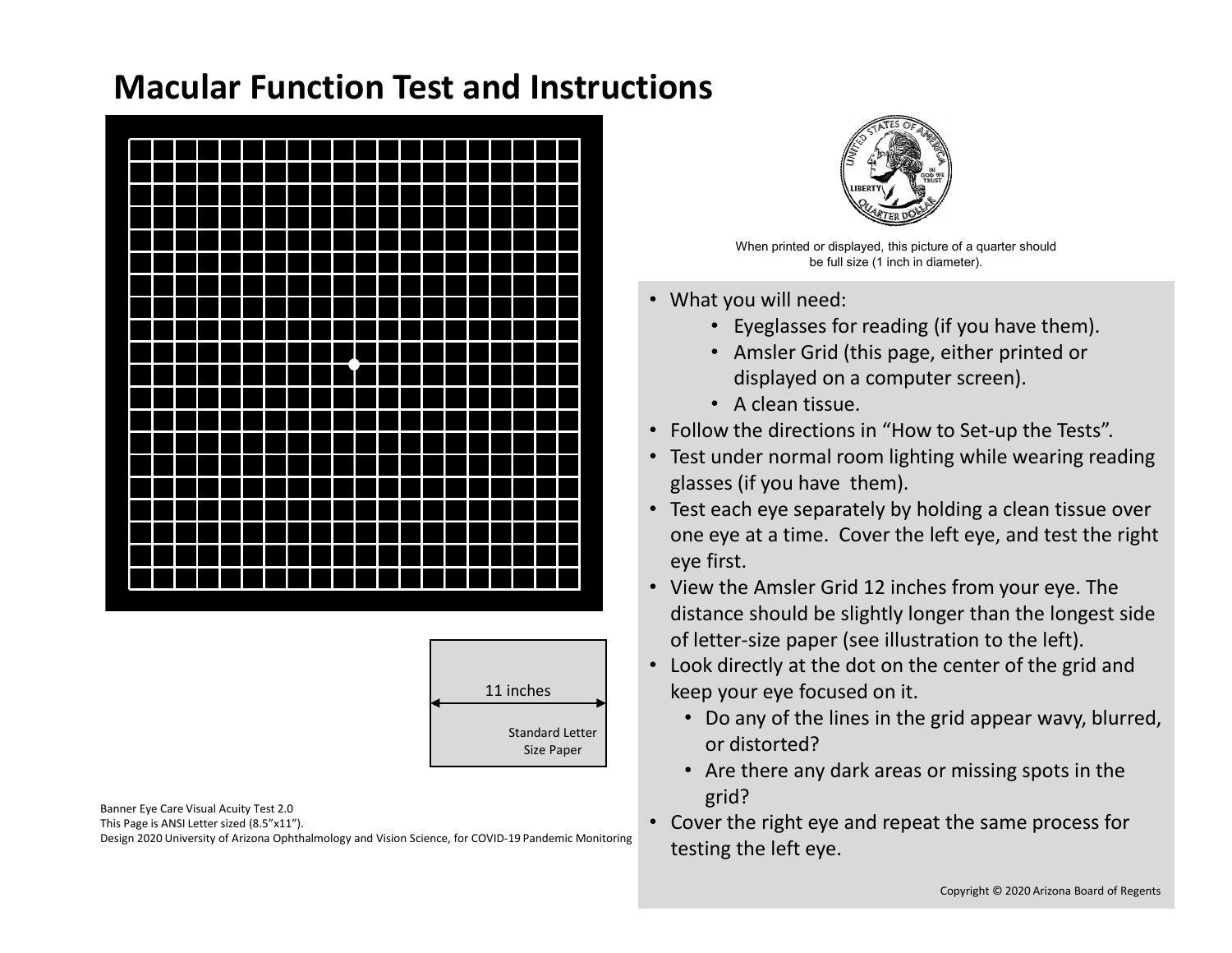# Macular Function Test and Instructions

When printed or displayed, this picture of a quarter should be full size (1 inch in diameter).

11 inches

Standard Letter Size Paper

- What you will need:
  - Eyeglasses for reading (if you have them).
  - Amsler Grid (this page, either printed or displayed on a computer screen).
  - A clean tissue.
- Follow the directions in "How to Set-up the Tests".
- Test under normal room lighting while wearing reading glasses (if you have them).
- Test each eye separately by holding a clean tissue over one eye at a time. Cover the left eye, and test the right eye first.
- View the Amsler Grid 12 inches from your eye. The distance should be slightly longer than the longest side of letter-size paper (see illustration to the left).
- Look directly at the dot on the center of the grid and keep your eye focused on it.
  - Do any of the lines in the grid appear wavy, blurred, or distorted?
  - Are there any dark areas or missing spots in the grid?
- Cover the right eye and repeat the same process for testing the left eye.

Copyright © 2020 Arizona Board of Regents

Banner Eye Care Visual Acuity Test 2.0
This Page is ANSI Letter sized (8.5"x11").
Design 2020 University of Arizona Ophthalmology and Vision Science, for COVID-19 Pandemic Monitoring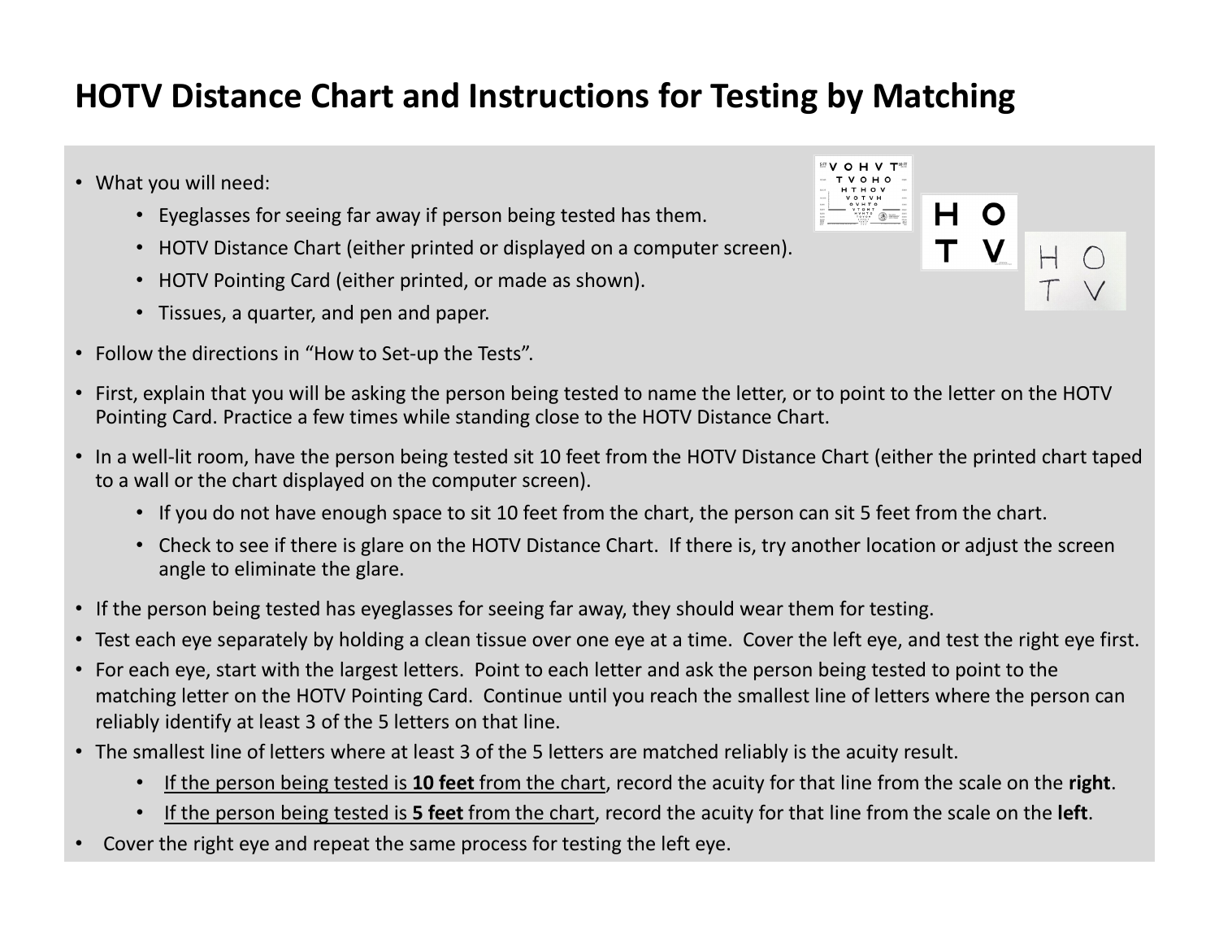# HOTV Distance Chart and Instructions for Testing by Matching

- What you will need:
  - Eyeglasses for seeing far away if person being tested has them.
  - HOTV Distance Chart (either printed or displayed on a computer screen).
  - HOTV Pointing Card (either printed, or made as shown).
  - Tissues, a quarter, and pen and paper.
- Follow the directions in "How to Set-up the Tests".
- First, explain that you will be asking the person being tested to name the letter, or to point to the letter on the HOTV Pointing Card. Practice a few times while standing close to the HOTV Distance Chart.
- In a well-lit room, have the person being tested sit 10 feet from the HOTV Distance Chart (either the printed chart taped to a wall or the chart displayed on the computer screen).
  - If you do not have enough space to sit 10 feet from the chart, the person can sit 5 feet from the chart.
  - Check to see if there is glare on the HOTV Distance Chart. If there is, try another location or adjust the screen angle to eliminate the glare.
- If the person being tested has eyeglasses for seeing far away, they should wear them for testing.
- Test each eye separately by holding a clean tissue over one eye at a time. Cover the left eye, and test the right eye first.
- For each eye, start with the largest letters. Point to each letter and ask the person being tested to point to the matching letter on the HOTV Pointing Card. Continue until you reach the smallest line of letters where the person can reliably identify at least 3 of the 5 letters on that line.
- The smallest line of letters where at least 3 of the 5 letters are matched reliably is the acuity result.
  - If the person being tested is **10 feet** from the chart, record the acuity for that line from the scale on the **right**.
  - If the person being tested is **5 feet** from the chart, record the acuity for that line from the scale on the **left**.
- Cover the right eye and repeat the same process for testing the left eye.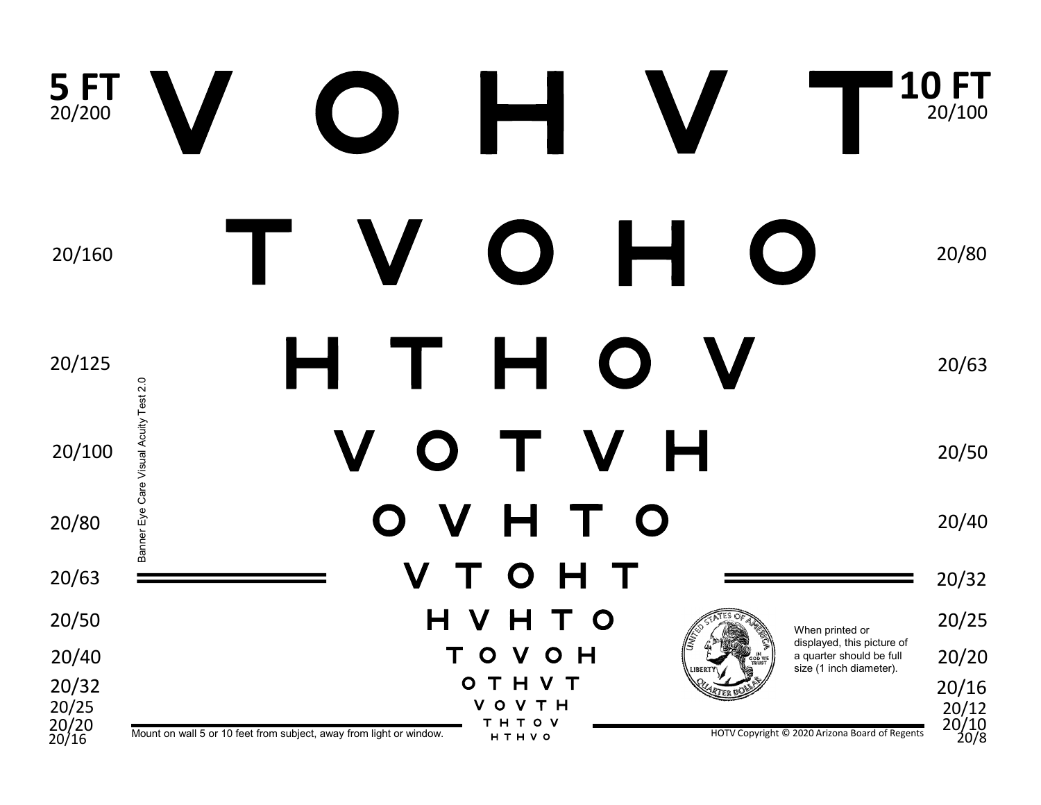| 5 FT | | 10 FT |
| --- | --- | --- |
| 20/200 | V O H V T | 20/100 |
| 20/160 | T V O H O | 20/80 |
| 20/125 | H T H O V | 20/63 |
| 20/100 | V O T V H | 20/50 |
| 20/80 | O V H T O | 20/40 |
| 20/63 | V T O H T | 20/32 |
| 20/50 | H V H T O | 20/25 |
| 20/40 | T O V O H | 20/20 |
| 20/32 | O T H V T | 20/16 |
| 20/25 | V O V T H | 20/12 |
| 20/20 | T H T O V | 20/10 |
| 20/16 | H T H V O | 20/8 |

Banner Eye Care Visual Acuity Test 2.0

When printed or displayed, this picture of a quarter should be full size (1 inch diameter).

Mount on wall 5 or 10 feet from subject, away from light or window.

HOTV Copyright © 2020 Arizona Board of Regents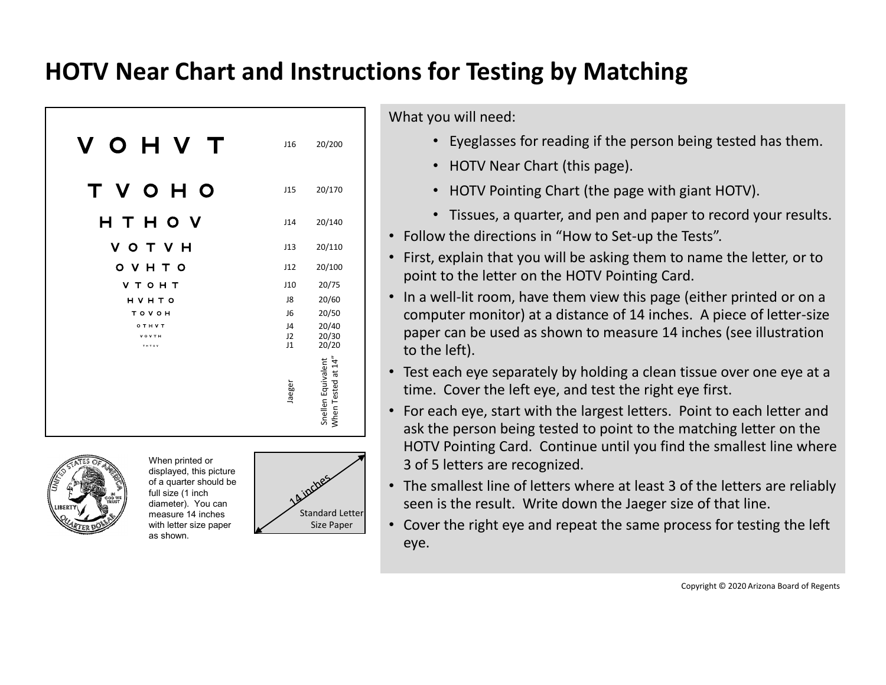# HOTV Near Chart and Instructions for Testing by Matching

| | Jaeger | Snellen Equivalent When Tested at 14" |
|---|---|---|
| V O H V T | J16 | 20/200 |
| T V O H O | J15 | 20/170 |
| H T H O V | J14 | 20/140 |
| V O T V H | J13 | 20/110 |
| O V H T O | J12 | 20/100 |
| V T O H T | J10 | 20/75 |
| H V H T O | J8 | 20/60 |
| T O V O H | J6 | 20/50 |
| O T H V T | J4 | 20/40 |
| V O V T H | J2 | 20/30 |
| T H T O V | J1 | 20/20 |

When printed or displayed, this picture of a quarter should be full size (1 inch diameter). You can measure 14 inches with letter size paper as shown.

14 inches

Standard Letter Size Paper

What you will need:

- Eyeglasses for reading if the person being tested has them.
- HOTV Near Chart (this page).
- HOTV Pointing Chart (the page with giant HOTV).
- Tissues, a quarter, and pen and paper to record your results.

- Follow the directions in "How to Set-up the Tests".
- First, explain that you will be asking them to name the letter, or to point to the letter on the HOTV Pointing Card.
- In a well-lit room, have them view this page (either printed or on a computer monitor) at a distance of 14 inches. A piece of letter-size paper can be used as shown to measure 14 inches (see illustration to the left).
- Test each eye separately by holding a clean tissue over one eye at a time. Cover the left eye, and test the right eye first.
- For each eye, start with the largest letters. Point to each letter and ask the person being tested to point to the matching letter on the HOTV Pointing Card. Continue until you find the smallest line where 3 of 5 letters are recognized.
- The smallest line of letters where at least 3 of the letters are reliably seen is the result. Write down the Jaeger size of that line.
- Cover the right eye and repeat the same process for testing the left eye.

Copyright © 2020 Arizona Board of Regents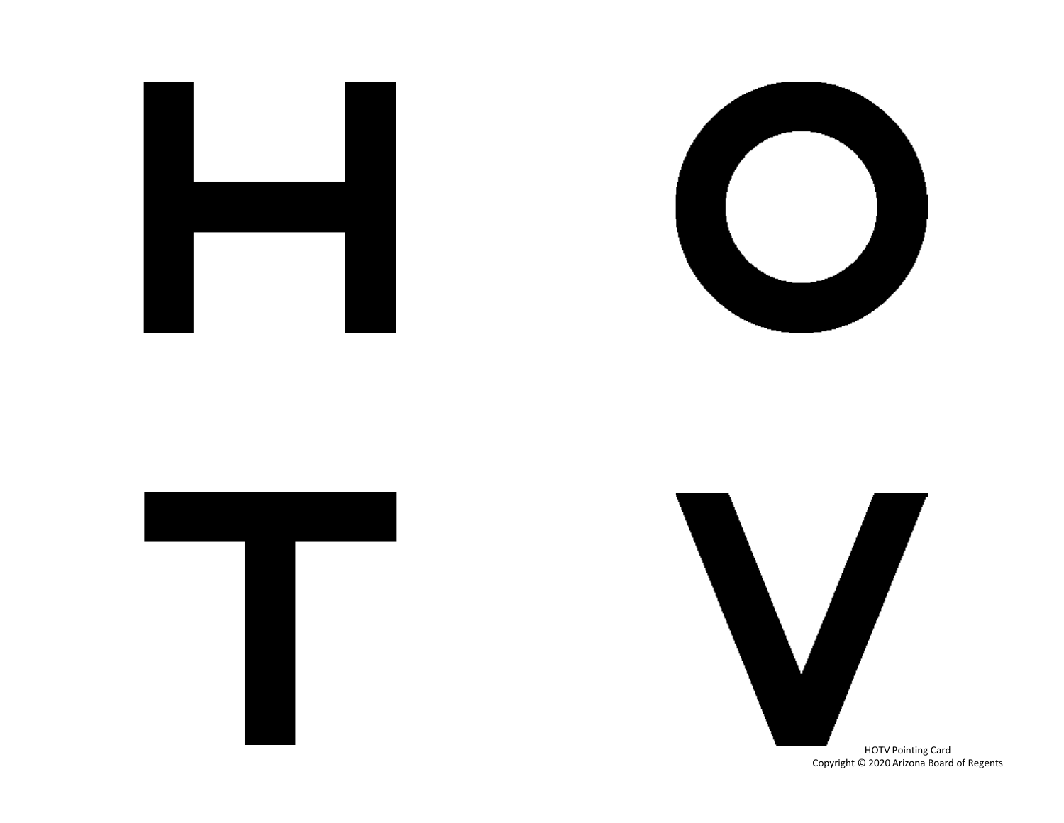H O

T V

HOTV Pointing Card
Copyright © 2020 Arizona Board of Regents